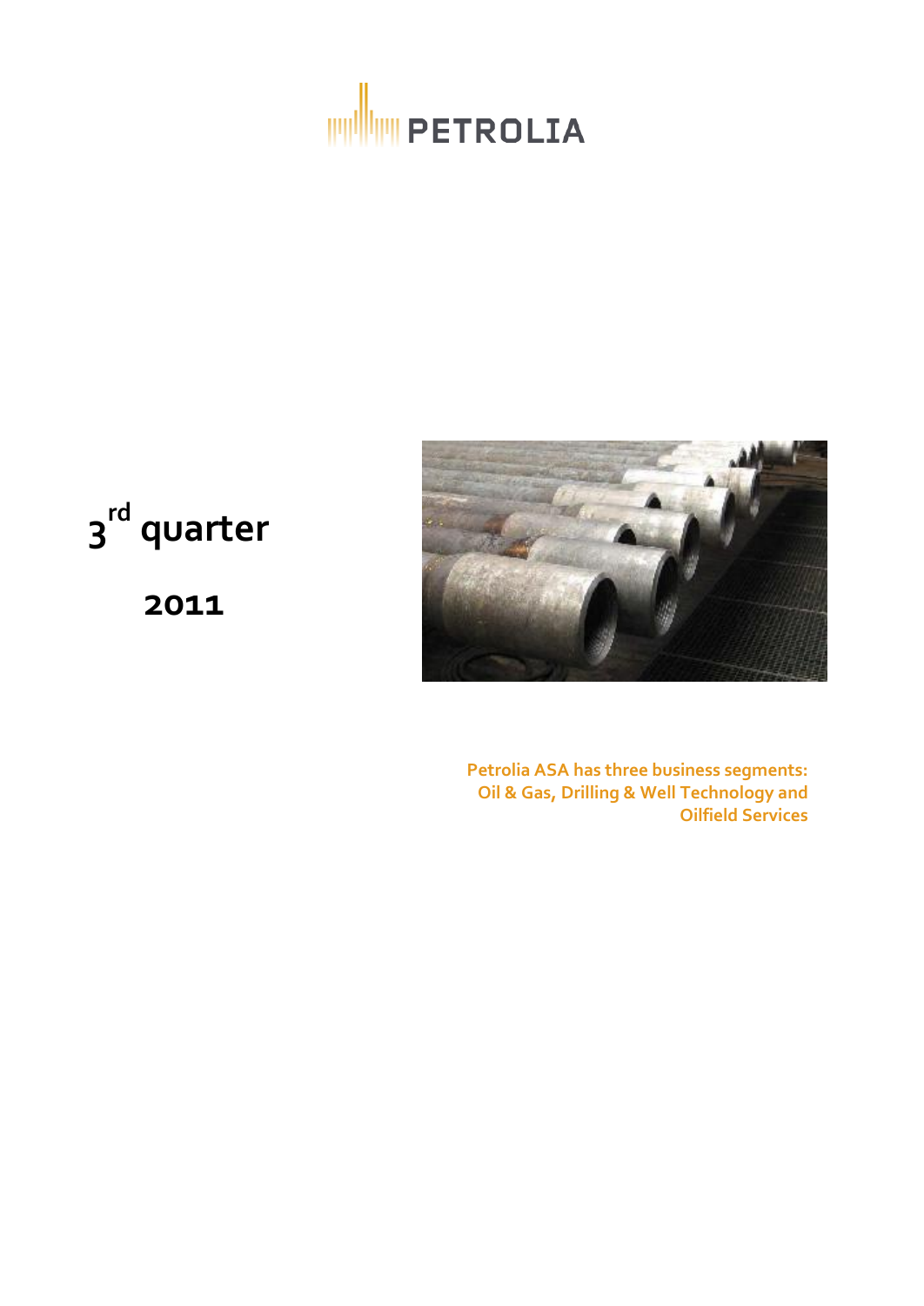PETROLIA

# 3rd quarter

# 2011

**Petrolia ASA has three business segments: Oil & Gas, Drilling & Well Technology and Oilfield Services**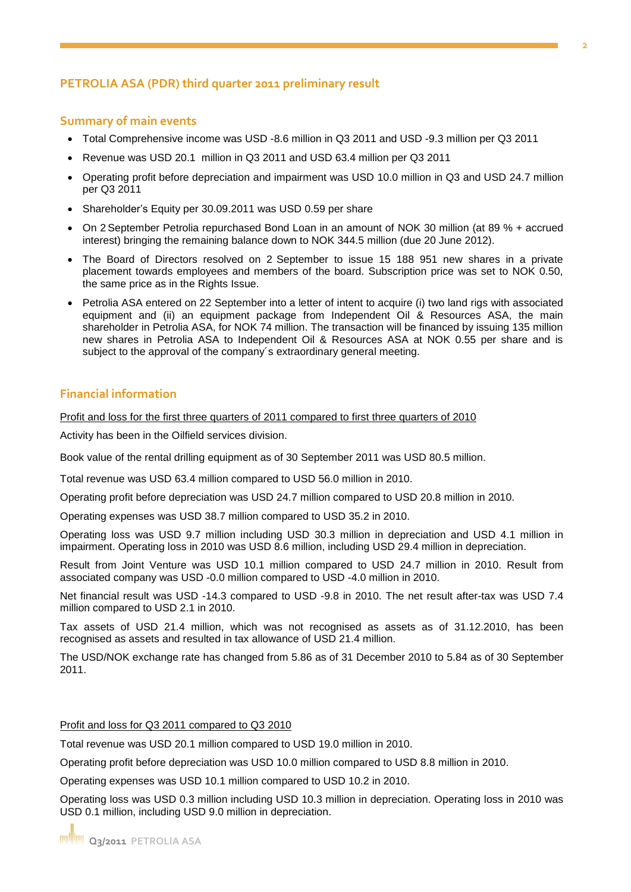## PETROLIA ASA (PDR) third quarter 2011 preliminary result

### Summary of main events

- Total Comprehensive income was USD -8.6 million in Q3 2011 and USD -9.3 million per Q3 2011
- Revenue was USD 20.1 million in Q3 2011 and USD 63.4 million per Q3 2011
- Operating profit before depreciation and impairment was USD 10.0 million in Q3 and USD 24.7 million per Q3 2011
- Shareholder's Equity per 30.09.2011 was USD 0.59 per share
- On 2 September Petrolia repurchased Bond Loan in an amount of NOK 30 million (at 89 % + accrued interest) bringing the remaining balance down to NOK 344.5 million (due 20 June 2012).
- The Board of Directors resolved on 2 September to issue 15 188 951 new shares in a private placement towards employees and members of the board. Subscription price was set to NOK 0.50, the same price as in the Rights Issue.
- Petrolia ASA entered on 22 September into a letter of intent to acquire (i) two land rigs with associated equipment and (ii) an equipment package from Independent Oil & Resources ASA, the main shareholder in Petrolia ASA, for NOK 74 million. The transaction will be financed by issuing 135 million new shares in Petrolia ASA to Independent Oil & Resources ASA at NOK 0.55 per share and is subject to the approval of the company´s extraordinary general meeting.

### Financial information

Profit and loss for the first three quarters of 2011 compared to first three quarters of 2010

Activity has been in the Oilfield services division.

Book value of the rental drilling equipment as of 30 September 2011 was USD 80.5 million.

Total revenue was USD 63.4 million compared to USD 56.0 million in 2010.

Operating profit before depreciation was USD 24.7 million compared to USD 20.8 million in 2010.

Operating expenses was USD 38.7 million compared to USD 35.2 in 2010.

Operating loss was USD 9.7 million including USD 30.3 million in depreciation and USD 4.1 million in impairment. Operating loss in 2010 was USD 8.6 million, including USD 29.4 million in depreciation.

Result from Joint Venture was USD 10.1 million compared to USD 24.7 million in 2010. Result from associated company was USD -0.0 million compared to USD -4.0 million in 2010.

Net financial result was USD -14.3 compared to USD -9.8 in 2010. The net result after-tax was USD 7.4 million compared to USD 2.1 in 2010.

Tax assets of USD 21.4 million, which was not recognised as assets as of 31.12.2010, has been recognised as assets and resulted in tax allowance of USD 21.4 million.

The USD/NOK exchange rate has changed from 5.86 as of 31 December 2010 to 5.84 as of 30 September 2011.

Profit and loss for Q3 2011 compared to Q3 2010

Total revenue was USD 20.1 million compared to USD 19.0 million in 2010.

Operating profit before depreciation was USD 10.0 million compared to USD 8.8 million in 2010.

Operating expenses was USD 10.1 million compared to USD 10.2 in 2010.

Operating loss was USD 0.3 million including USD 10.3 million in depreciation. Operating loss in 2010 was USD 0.1 million, including USD 9.0 million in depreciation.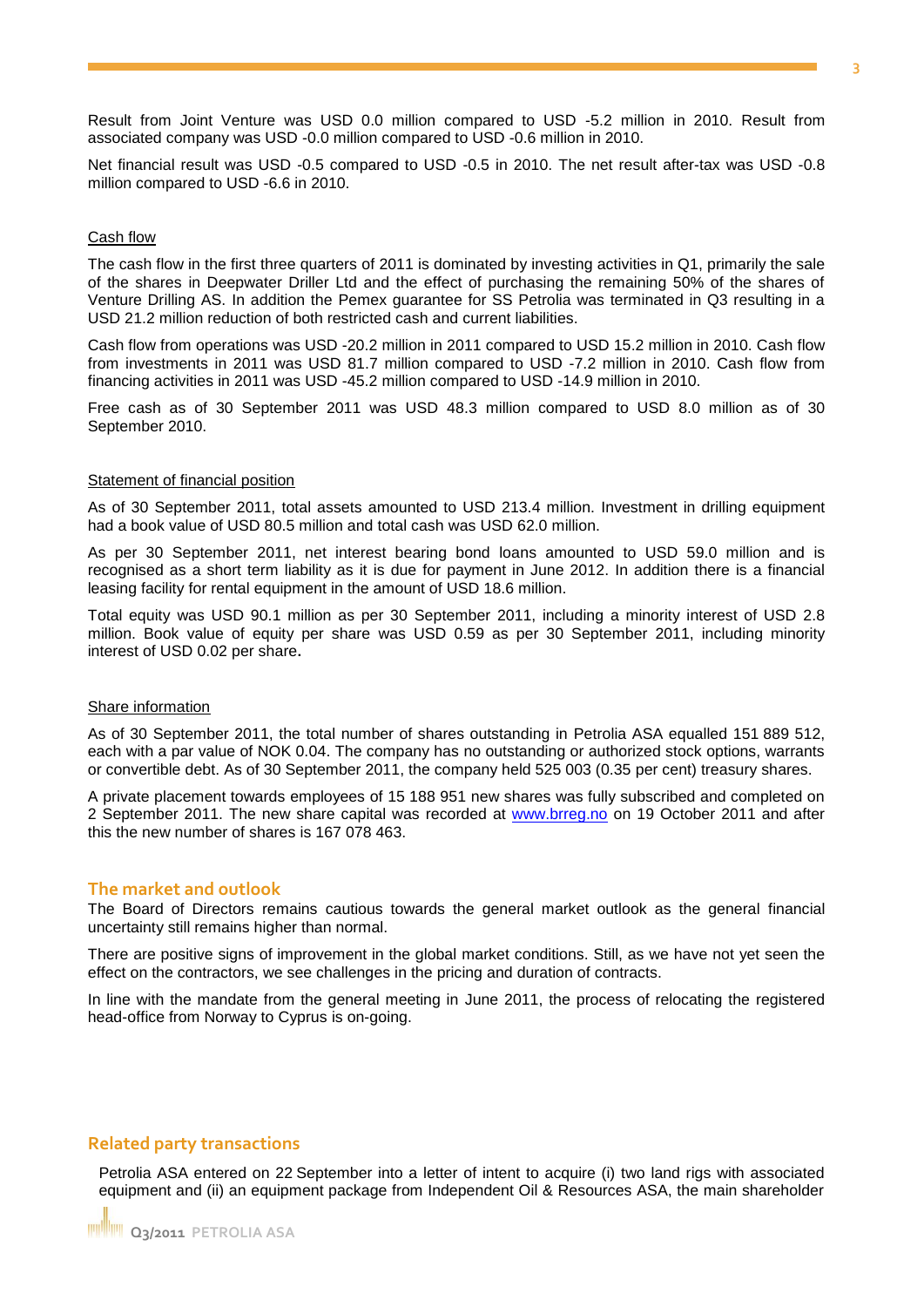Result from Joint Venture was USD 0.0 million compared to USD -5.2 million in 2010. Result from associated company was USD -0.0 million compared to USD -0.6 million in 2010.

Net financial result was USD -0.5 compared to USD -0.5 in 2010. The net result after-tax was USD -0.8 million compared to USD -6.6 in 2010.

### Cash flow

The cash flow in the first three quarters of 2011 is dominated by investing activities in Q1, primarily the sale of the shares in Deepwater Driller Ltd and the effect of purchasing the remaining 50% of the shares of Venture Drilling AS. In addition the Pemex guarantee for SS Petrolia was terminated in Q3 resulting in a USD 21.2 million reduction of both restricted cash and current liabilities.

Cash flow from operations was USD -20.2 million in 2011 compared to USD 15.2 million in 2010. Cash flow from investments in 2011 was USD 81.7 million compared to USD -7.2 million in 2010. Cash flow from financing activities in 2011 was USD -45.2 million compared to USD -14.9 million in 2010.

Free cash as of 30 September 2011 was USD 48.3 million compared to USD 8.0 million as of 30 September 2010.

### Statement of financial position

As of 30 September 2011, total assets amounted to USD 213.4 million. Investment in drilling equipment had a book value of USD 80.5 million and total cash was USD 62.0 million.

As per 30 September 2011, net interest bearing bond loans amounted to USD 59.0 million and is recognised as a short term liability as it is due for payment in June 2012. In addition there is a financial leasing facility for rental equipment in the amount of USD 18.6 million.

Total equity was USD 90.1 million as per 30 September 2011, including a minority interest of USD 2.8 million. Book value of equity per share was USD 0.59 as per 30 September 2011, including minority interest of USD 0.02 per share.

### Share information

As of 30 September 2011, the total number of shares outstanding in Petrolia ASA equalled 151 889 512, each with a par value of NOK 0.04. The company has no outstanding or authorized stock options, warrants or convertible debt. As of 30 September 2011, the company held 525 003 (0.35 per cent) treasury shares.

A private placement towards employees of 15 188 951 new shares was fully subscribed and completed on 2 September 2011. The new share capital was recorded at [www.brreg.no](http://www.brreg.no) on 19 October 2011 and after this the new number of shares is 167 078 463.

## The market and outlook

The Board of Directors remains cautious towards the general market outlook as the general financial uncertainty still remains higher than normal.

There are positive signs of improvement in the global market conditions. Still, as we have not yet seen the effect on the contractors, we see challenges in the pricing and duration of contracts.

In line with the mandate from the general meeting in June 2011, the process of relocating the registered head-office from Norway to Cyprus is on-going.

## Related party transactions

Petrolia ASA entered on 22 September into a letter of intent to acquire (i) two land rigs with associated equipment and (ii) an equipment package from Independent Oil & Resources ASA, the main shareholder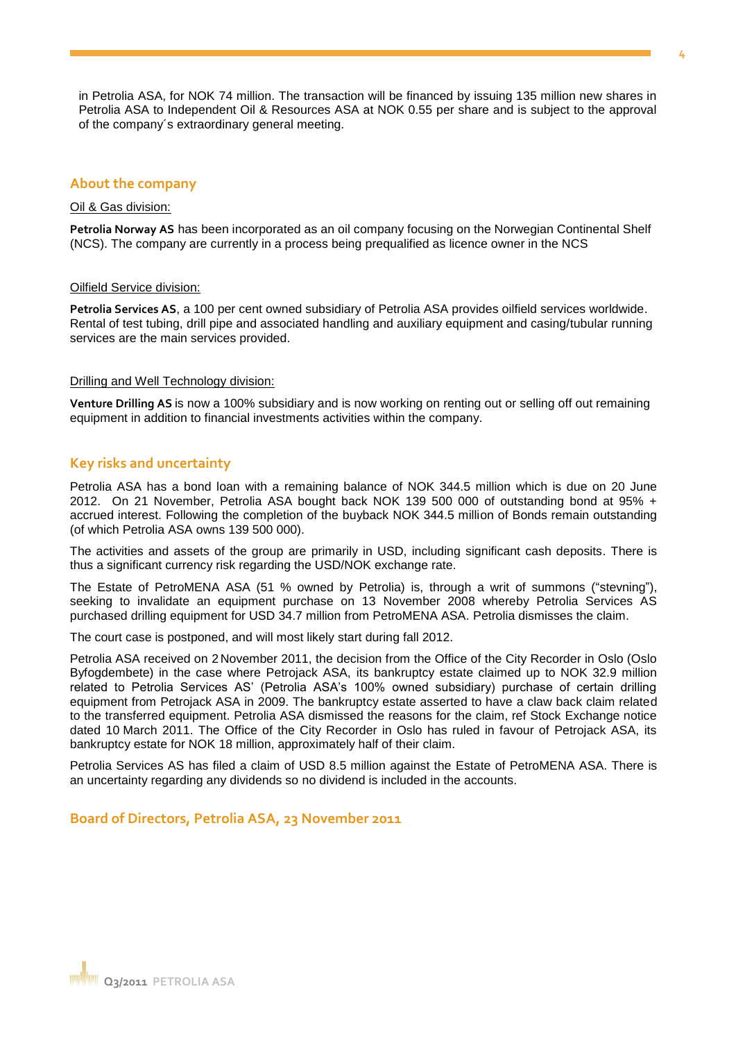in Petrolia ASA, for NOK 74 million. The transaction will be financed by issuing 135 million new shares in Petrolia ASA to Independent Oil & Resources ASA at NOK 0.55 per share and is subject to the approval of the company´s extraordinary general meeting.

## About the company

Oil & Gas division:

**Petrolia Norway AS** has been incorporated as an oil company focusing on the Norwegian Continental Shelf (NCS). The company are currently in a process being prequalified as licence owner in the NCS

Oilfield Service division:

**Petrolia Services AS**, a 100 per cent owned subsidiary of Petrolia ASA provides oilfield services worldwide. Rental of test tubing, drill pipe and associated handling and auxiliary equipment and casing/tubular running services are the main services provided.

Drilling and Well Technology division:

**Venture Drilling AS** is now a 100% subsidiary and is now working on renting out or selling off out remaining equipment in addition to financial investments activities within the company.

## Key risks and uncertainty

Petrolia ASA has a bond loan with a remaining balance of NOK 344.5 million which is due on 20 June 2012. On 21 November, Petrolia ASA bought back NOK 139 500 000 of outstanding bond at 95% + accrued interest. Following the completion of the buyback NOK 344.5 million of Bonds remain outstanding (of which Petrolia ASA owns 139 500 000).

The activities and assets of the group are primarily in USD, including significant cash deposits. There is thus a significant currency risk regarding the USD/NOK exchange rate.

The Estate of PetroMENA ASA (51 % owned by Petrolia) is, through a writ of summons ("stevning"), seeking to invalidate an equipment purchase on 13 November 2008 whereby Petrolia Services AS purchased drilling equipment for USD 34.7 million from PetroMENA ASA. Petrolia dismisses the claim.

The court case is postponed, and will most likely start during fall 2012.

Petrolia ASA received on 2 November 2011, the decision from the Office of the City Recorder in Oslo (Oslo Byfogdembete) in the case where Petrojack ASA, its bankruptcy estate claimed up to NOK 32.9 million related to Petrolia Services AS' (Petrolia ASA's 100% owned subsidiary) purchase of certain drilling equipment from Petrojack ASA in 2009. The bankruptcy estate asserted to have a claw back claim related to the transferred equipment. Petrolia ASA dismissed the reasons for the claim, ref Stock Exchange notice dated 10 March 2011. The Office of the City Recorder in Oslo has ruled in favour of Petrojack ASA, its bankruptcy estate for NOK 18 million, approximately half of their claim.

Petrolia Services AS has filed a claim of USD 8.5 million against the Estate of PetroMENA ASA. There is an uncertainty regarding any dividends so no dividend is included in the accounts.

## Board of Directors, Petrolia ASA, 23 November 2011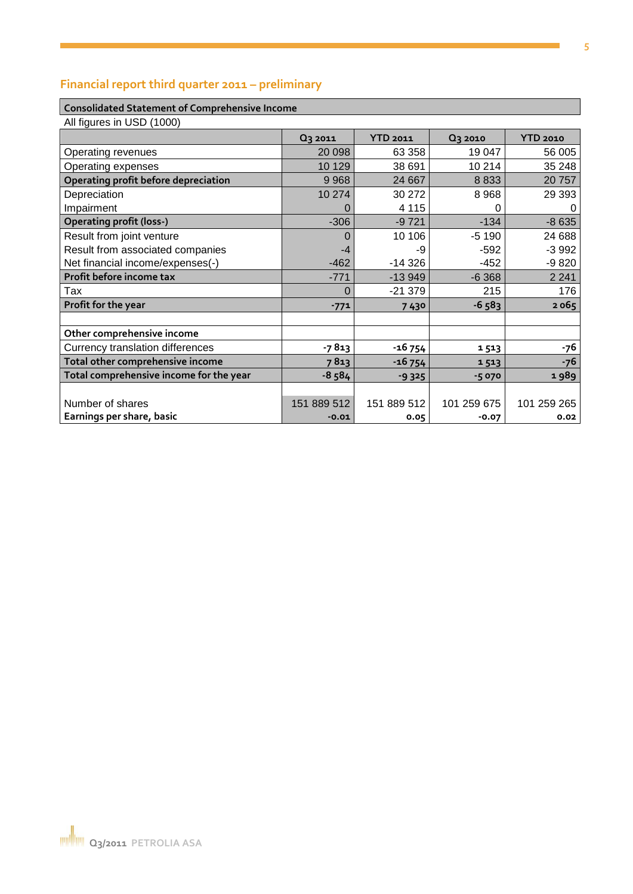## Financial report third quarter 2011 – preliminary

**Consolidated Statement of Comprehensive Income**

All figures in USD (1000)

| | Q3 2011 | YTD 2011 | Q3 2010 | YTD 2010 |
|---|---|---|---|---|
| Operating revenues | 20 098 | 63 358 | 19 047 | 56 005 |
| Operating expenses | 10 129 | 38 691 | 10 214 | 35 248 |
| **Operating profit before depreciation** | 9 968 | 24 667 | 8 833 | 20 757 |
| Depreciation | 10 274 | 30 272 | 8 968 | 29 393 |
| Impairment | 0 | 4 115 | 0 | 0 |
| **Operating profit (loss-)** | -306 | -9 721 | -134 | -8 635 |
| Result from joint venture | 0 | 10 106 | -5 190 | 24 688 |
| Result from associated companies | -4 | -9 | -592 | -3 992 |
| Net financial income/expenses(-) | -462 | -14 326 | -452 | -9 820 |
| **Profit before income tax** | -771 | -13 949 | -6 368 | 2 241 |
| Tax | 0 | -21 379 | 215 | 176 |
| **Profit for the year** | **-771** | **7 430** | **-6 583** | **2 065** |
| | | | | |
| **Other comprehensive income** | | | | |
| Currency translation differences | **-7 813** | **-16 754** | **1 513** | **-76** |
| **Total other comprehensive income** | **7 813** | **-16 754** | **1 513** | **-76** |
| **Total comprehensive income for the year** | **-8 584** | **-9 325** | **-5 070** | **1 989** |
| | | | | |
| Number of shares | 151 889 512 | 151 889 512 | 101 259 675 | 101 259 265 |
| **Earnings per share, basic** | **-0.01** | **0.05** | **-0.07** | **0.02** |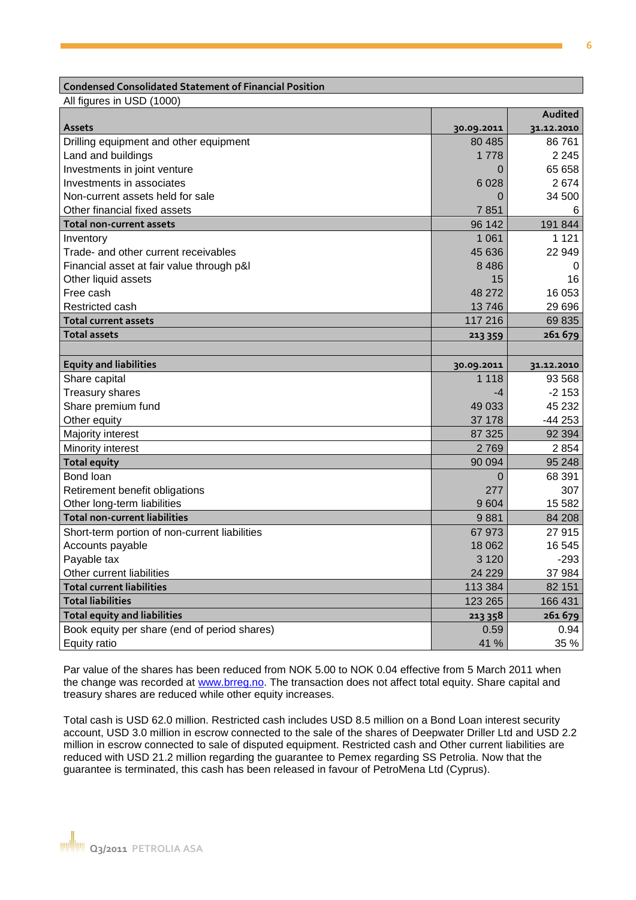## Condensed Consolidated Statement of Financial Position

All figures in USD (1000)

| Assets | 30.09.2011 | Audited 31.12.2010 |
|---|---|---|
| Drilling equipment and other equipment | 80 485 | 86 761 |
| Land and buildings | 1 778 | 2 245 |
| Investments in joint venture | 0 | 65 658 |
| Investments in associates | 6 028 | 2 674 |
| Non-current assets held for sale | 0 | 34 500 |
| Other financial fixed assets | 7 851 | 6 |
| **Total non-current assets** | 96 142 | 191 844 |
| Inventory | 1 061 | 1 121 |
| Trade- and other current receivables | 45 636 | 22 949 |
| Financial asset at fair value through p&l | 8 486 | 0 |
| Other liquid assets | 15 | 16 |
| Free cash | 48 272 | 16 053 |
| Restricted cash | 13 746 | 29 696 |
| **Total current assets** | 117 216 | 69 835 |
| **Total assets** | **213 359** | **261 679** |

| Equity and liabilities | 30.09.2011 | 31.12.2010 |
|---|---|---|
| Share capital | 1 118 | 93 568 |
| Treasury shares | -4 | -2 153 |
| Share premium fund | 49 033 | 45 232 |
| Other equity | 37 178 | -44 253 |
| Majority interest | 87 325 | 92 394 |
| Minority interest | 2 769 | 2 854 |
| **Total equity** | 90 094 | 95 248 |
| Bond loan | 0 | 68 391 |
| Retirement benefit obligations | 277 | 307 |
| Other long-term liabilities | 9 604 | 15 582 |
| **Total non-current liabilities** | 9 881 | 84 208 |
| Short-term portion of non-current liabilities | 67 973 | 27 915 |
| Accounts payable | 18 062 | 16 545 |
| Payable tax | 3 120 | -293 |
| Other current liabilities | 24 229 | 37 984 |
| **Total current liabilities** | 113 384 | 82 151 |
| **Total liabilities** | 123 265 | 166 431 |
| **Total equity and liabilities** | **213 358** | **261 679** |
| Book equity per share (end of period shares) | 0.59 | 0.94 |
| Equity ratio | 41 % | 35 % |

Par value of the shares has been reduced from NOK 5.00 to NOK 0.04 effective from 5 March 2011 when the change was recorded at www.brreg.no. The transaction does not affect total equity. Share capital and treasury shares are reduced while other equity increases.

Total cash is USD 62.0 million. Restricted cash includes USD 8.5 million on a Bond Loan interest security account, USD 3.0 million in escrow connected to the sale of the shares of Deepwater Driller Ltd and USD 2.2 million in escrow connected to sale of disputed equipment. Restricted cash and Other current liabilities are reduced with USD 21.2 million regarding the guarantee to Pemex regarding SS Petrolia. Now that the guarantee is terminated, this cash has been released in favour of PetroMena Ltd (Cyprus).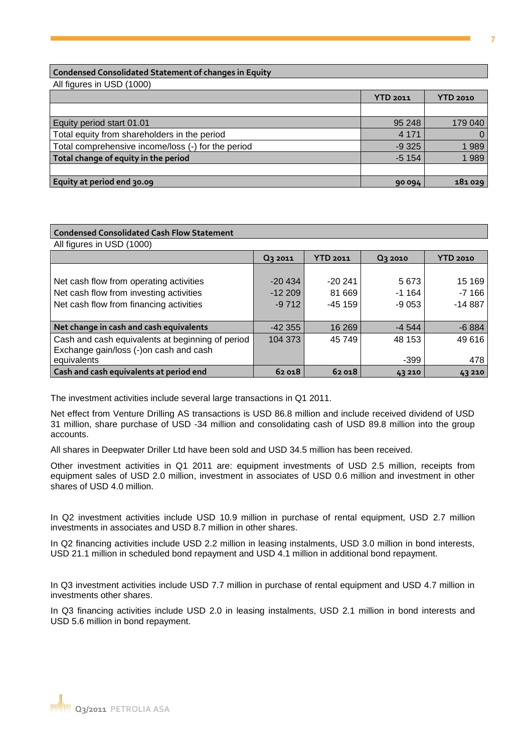## Condensed Consolidated Statement of changes in Equity

All figures in USD (1000)

| | YTD 2011 | YTD 2010 |
|---|---|---|
| | | |
| Equity period start 01.01 | 95 248 | 179 040 |
| Total equity from shareholders in the period | 4 171 | 0 |
| Total comprehensive income/loss (-) for the period | -9 325 | 1 989 |
| **Total change of equity in the period** | -5 154 | 1 989 |
| | | |
| **Equity at period end 30.09** | **90 094** | **181 029** |

## Condensed Consolidated Cash Flow Statement

All figures in USD (1000)

| | Q3 2011 | YTD 2011 | Q3 2010 | YTD 2010 |
|---|---|---|---|---|
| Net cash flow from operating activities | -20 434 | -20 241 | 5 673 | 15 169 |
| Net cash flow from investing activities | -12 209 | 81 669 | -1 164 | -7 166 |
| Net cash flow from financing activities | -9 712 | -45 159 | -9 053 | -14 887 |
| **Net change in cash and cash equivalents** | -42 355 | 16 269 | -4 544 | -6 884 |
| Cash and cash equivalents at beginning of period | 104 373 | 45 749 | 48 153 | 49 616 |
| Exchange gain/loss (-)on cash and cash equivalents | | | -399 | 478 |
| **Cash and cash equivalents at period end** | **62 018** | **62 018** | **43 210** | **43 210** |

The investment activities include several large transactions in Q1 2011.

Net effect from Venture Drilling AS transactions is USD 86.8 million and include received dividend of USD 31 million, share purchase of USD -34 million and consolidating cash of USD 89.8 million into the group accounts.

All shares in Deepwater Driller Ltd have been sold and USD 34.5 million has been received.

Other investment activities in Q1 2011 are: equipment investments of USD 2.5 million, receipts from equipment sales of USD 2.0 million, investment in associates of USD 0.6 million and investment in other shares of USD 4.0 million.

In Q2 investment activities include USD 10.9 million in purchase of rental equipment, USD 2.7 million investments in associates and USD 8.7 million in other shares.

In Q2 financing activities include USD 2.2 million in leasing instalments, USD 3.0 million in bond interests, USD 21.1 million in scheduled bond repayment and USD 4.1 million in additional bond repayment.

In Q3 investment activities include USD 7.7 million in purchase of rental equipment and USD 4.7 million in investments other shares.

In Q3 financing activities include USD 2.0 in leasing instalments, USD 2.1 million in bond interests and USD 5.6 million in bond repayment.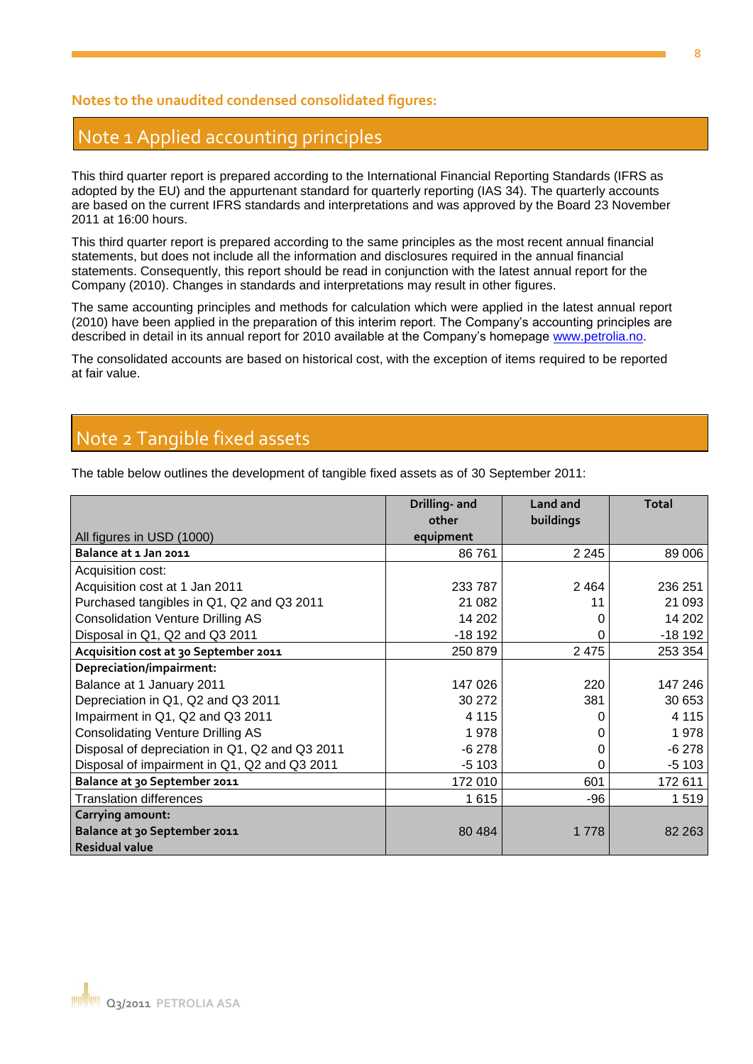**Notes to the unaudited condensed consolidated figures:**

## Note 1 Applied accounting principles

This third quarter report is prepared according to the International Financial Reporting Standards (IFRS as adopted by the EU) and the appurtenant standard for quarterly reporting (IAS 34). The quarterly accounts are based on the current IFRS standards and interpretations and was approved by the Board 23 November 2011 at 16:00 hours.

This third quarter report is prepared according to the same principles as the most recent annual financial statements, but does not include all the information and disclosures required in the annual financial statements. Consequently, this report should be read in conjunction with the latest annual report for the Company (2010). Changes in standards and interpretations may result in other figures.

The same accounting principles and methods for calculation which were applied in the latest annual report (2010) have been applied in the preparation of this interim report. The Company's accounting principles are described in detail in its annual report for 2010 available at the Company's homepage www.petrolia.no.

The consolidated accounts are based on historical cost, with the exception of items required to be reported at fair value.

## Note 2 Tangible fixed assets

The table below outlines the development of tangible fixed assets as of 30 September 2011:

| All figures in USD (1000) | Drilling- and other equipment | Land and buildings | Total |
|---|---|---|---|
| **Balance at 1 Jan 2011** | 86 761 | 2 245 | 89 006 |
| Acquisition cost: | | | |
| Acquisition cost at 1 Jan 2011 | 233 787 | 2 464 | 236 251 |
| Purchased tangibles in Q1, Q2 and Q3 2011 | 21 082 | 11 | 21 093 |
| Consolidation Venture Drilling AS | 14 202 | 0 | 14 202 |
| Disposal in Q1, Q2 and Q3 2011 | -18 192 | 0 | -18 192 |
| **Acquisition cost at 30 September 2011** | 250 879 | 2 475 | 253 354 |
| **Depreciation/impairment:** | | | |
| Balance at 1 January 2011 | 147 026 | 220 | 147 246 |
| Depreciation in Q1, Q2 and Q3 2011 | 30 272 | 381 | 30 653 |
| Impairment in Q1, Q2 and Q3 2011 | 4 115 | 0 | 4 115 |
| Consolidating Venture Drilling AS | 1 978 | 0 | 1 978 |
| Disposal of depreciation in Q1, Q2 and Q3 2011 | -6 278 | 0 | -6 278 |
| Disposal of impairment in Q1, Q2 and Q3 2011 | -5 103 | 0 | -5 103 |
| **Balance at 30 September 2011** | 172 010 | 601 | 172 611 |
| Translation differences | 1 615 | -96 | 1 519 |
| **Carrying amount: Balance at 30 September 2011 Residual value** | 80 484 | 1 778 | 82 263 |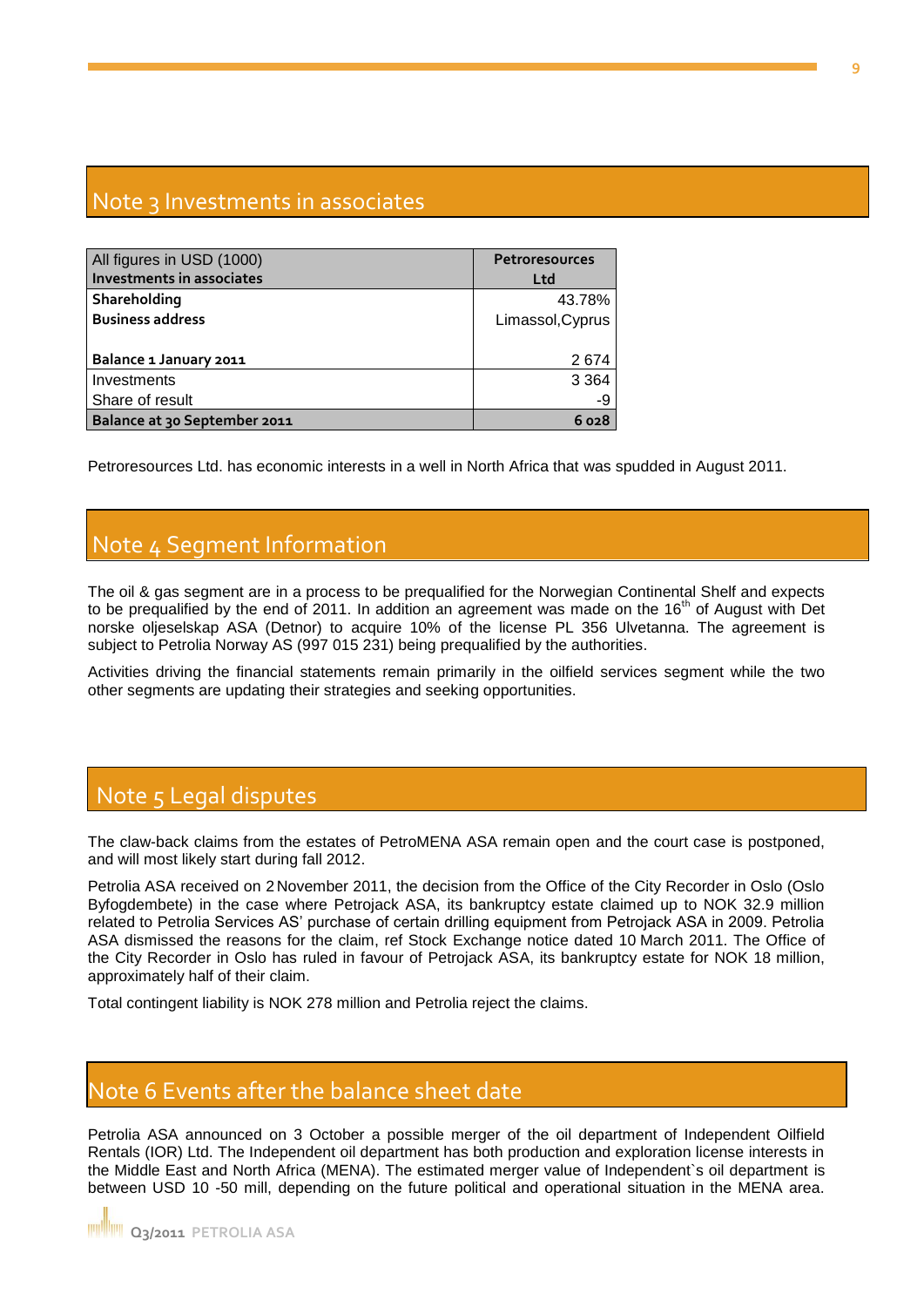## Note 3 Investments in associates

| All figures in USD (1000)<br>**Investments in associates** | **Petroresources Ltd** |
|---|---:|
| **Shareholding** | 43.78% |
| **Business address** | Limassol,Cyprus |
| **Balance 1 January 2011** | 2 674 |
| Investments | 3 364 |
| Share of result | -9 |
| **Balance at 30 September 2011** | **6 028** |

Petroresources Ltd. has economic interests in a well in North Africa that was spudded in August 2011.

## Note 4 Segment Information

The oil & gas segment are in a process to be prequalified for the Norwegian Continental Shelf and expects to be prequalified by the end of 2011. In addition an agreement was made on the 16th of August with Det norske oljeselskap ASA (Detnor) to acquire 10% of the license PL 356 Ulvetanna. The agreement is subject to Petrolia Norway AS (997 015 231) being prequalified by the authorities.

Activities driving the financial statements remain primarily in the oilfield services segment while the two other segments are updating their strategies and seeking opportunities.

## Note 5 Legal disputes

The claw-back claims from the estates of PetroMENA ASA remain open and the court case is postponed, and will most likely start during fall 2012.

Petrolia ASA received on 2 November 2011, the decision from the Office of the City Recorder in Oslo (Oslo Byfogdembete) in the case where Petrojack ASA, its bankruptcy estate claimed up to NOK 32.9 million related to Petrolia Services AS' purchase of certain drilling equipment from Petrojack ASA in 2009. Petrolia ASA dismissed the reasons for the claim, ref Stock Exchange notice dated 10 March 2011. The Office of the City Recorder in Oslo has ruled in favour of Petrojack ASA, its bankruptcy estate for NOK 18 million, approximately half of their claim.

Total contingent liability is NOK 278 million and Petrolia reject the claims.

## Note 6 Events after the balance sheet date

Petrolia ASA announced on 3 October a possible merger of the oil department of Independent Oilfield Rentals (IOR) Ltd. The Independent oil department has both production and exploration license interests in the Middle East and North Africa (MENA). The estimated merger value of Independent`s oil department is between USD 10 -50 mill, depending on the future political and operational situation in the MENA area.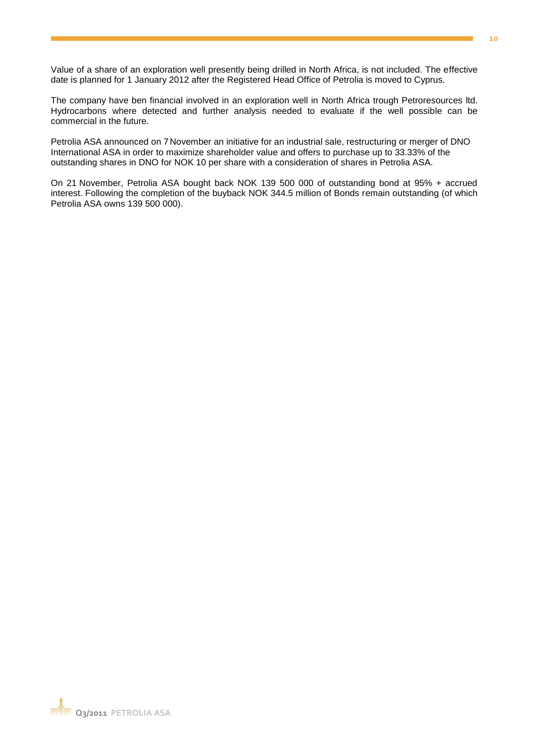Value of a share of an exploration well presently being drilled in North Africa, is not included. The effective date is planned for 1 January 2012 after the Registered Head Office of Petrolia is moved to Cyprus.

The company have ben financial involved in an exploration well in North Africa trough Petroresources ltd. Hydrocarbons where detected and further analysis needed to evaluate if the well possible can be commercial in the future.

Petrolia ASA announced on 7 November an initiative for an industrial sale, restructuring or merger of DNO International ASA in order to maximize shareholder value and offers to purchase up to 33.33% of the outstanding shares in DNO for NOK 10 per share with a consideration of shares in Petrolia ASA.

On 21 November, Petrolia ASA bought back NOK 139 500 000 of outstanding bond at 95% + accrued interest. Following the completion of the buyback NOK 344.5 million of Bonds remain outstanding (of which Petrolia ASA owns 139 500 000).